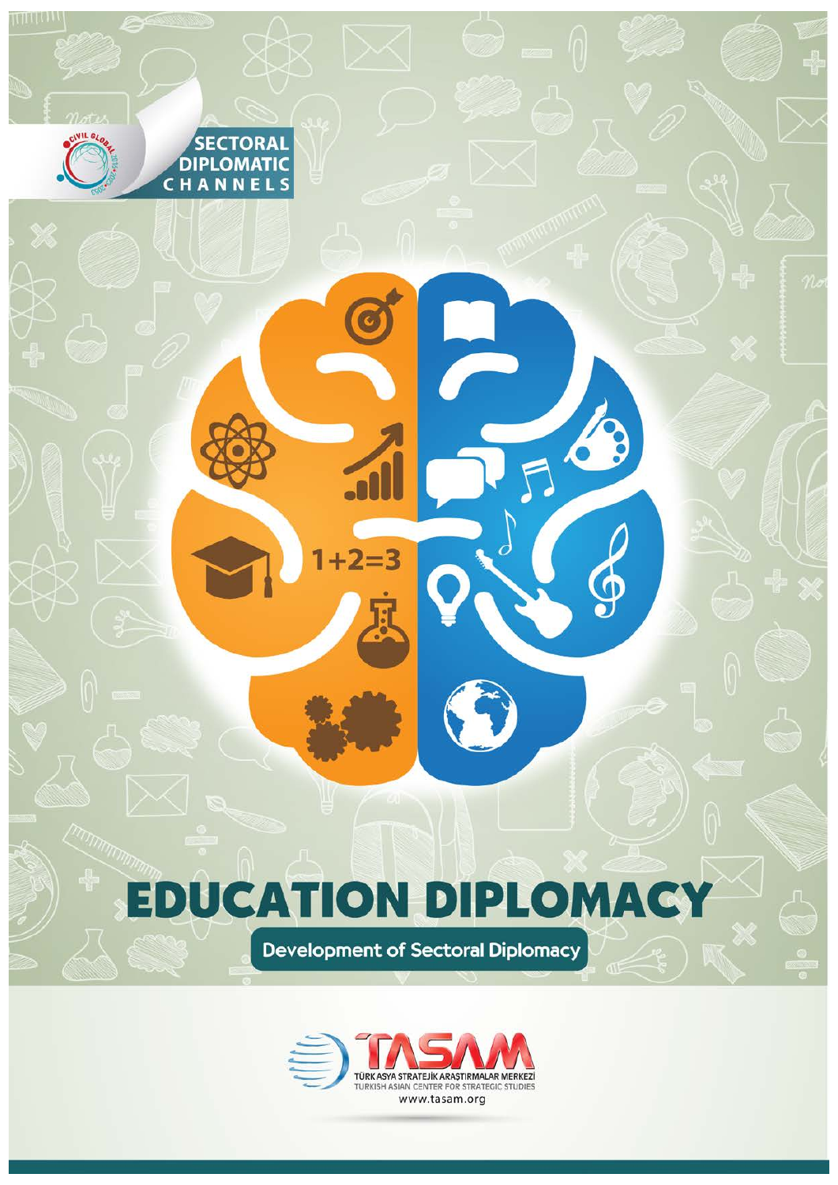SECTORAL DIPLOMATIC CHANNELS

# EDUCATION DIPLOMACY

## Development of Sectoral Diplomacy

TASAM

TÜRK ASYA STRATEJİK ARAŞTIRMALAR MERKEZİ

TURKISH ASIAN CENTER FOR STRATEGIC STUDIES

www.tasam.org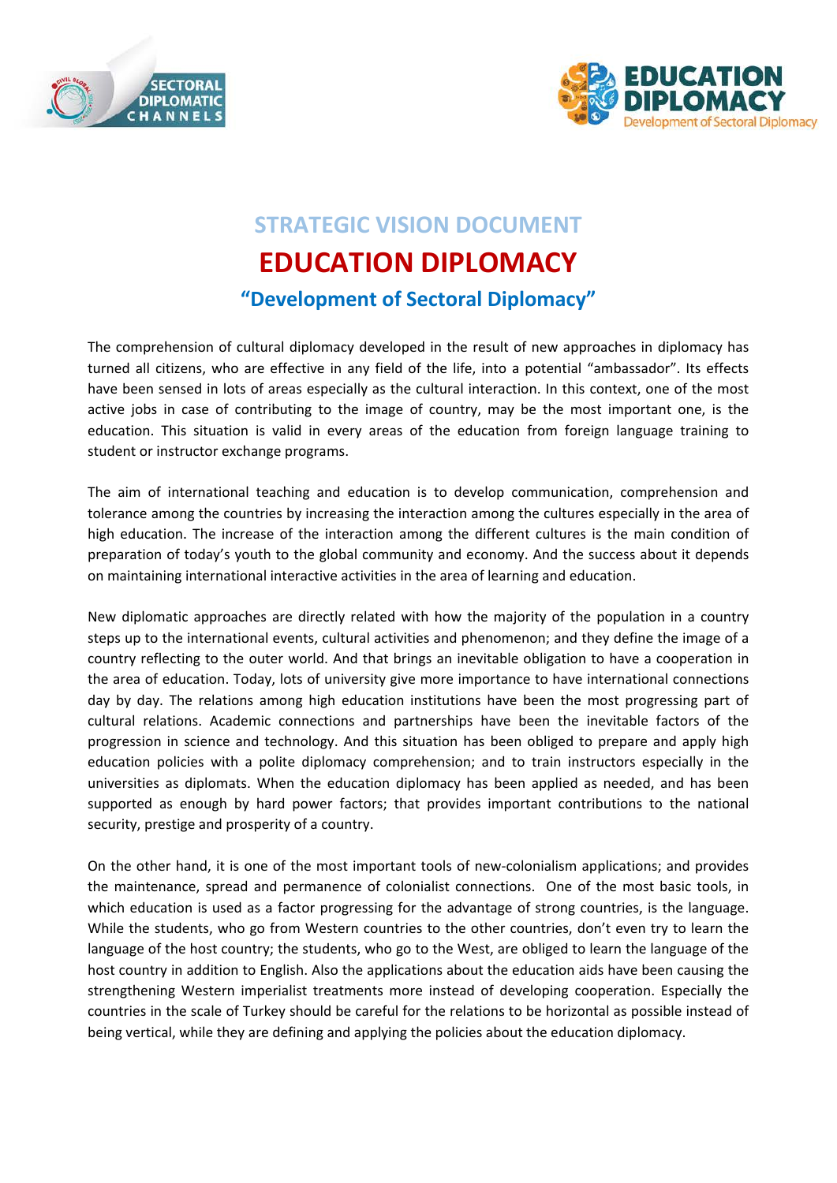# STRATEGIC VISION DOCUMENT

# EDUCATION DIPLOMACY

## "Development of Sectoral Diplomacy"

The comprehension of cultural diplomacy developed in the result of new approaches in diplomacy has turned all citizens, who are effective in any field of the life, into a potential "ambassador". Its effects have been sensed in lots of areas especially as the cultural interaction. In this context, one of the most active jobs in case of contributing to the image of country, may be the most important one, is the education. This situation is valid in every areas of the education from foreign language training to student or instructor exchange programs.

The aim of international teaching and education is to develop communication, comprehension and tolerance among the countries by increasing the interaction among the cultures especially in the area of high education. The increase of the interaction among the different cultures is the main condition of preparation of today's youth to the global community and economy. And the success about it depends on maintaining international interactive activities in the area of learning and education.

New diplomatic approaches are directly related with how the majority of the population in a country steps up to the international events, cultural activities and phenomenon; and they define the image of a country reflecting to the outer world. And that brings an inevitable obligation to have a cooperation in the area of education. Today, lots of university give more importance to have international connections day by day. The relations among high education institutions have been the most progressing part of cultural relations. Academic connections and partnerships have been the inevitable factors of the progression in science and technology. And this situation has been obliged to prepare and apply high education policies with a polite diplomacy comprehension; and to train instructors especially in the universities as diplomats. When the education diplomacy has been applied as needed, and has been supported as enough by hard power factors; that provides important contributions to the national security, prestige and prosperity of a country.

On the other hand, it is one of the most important tools of new-colonialism applications; and provides the maintenance, spread and permanence of colonialist connections. One of the most basic tools, in which education is used as a factor progressing for the advantage of strong countries, is the language. While the students, who go from Western countries to the other countries, don't even try to learn the language of the host country; the students, who go to the West, are obliged to learn the language of the host country in addition to English. Also the applications about the education aids have been causing the strengthening Western imperialist treatments more instead of developing cooperation. Especially the countries in the scale of Turkey should be careful for the relations to be horizontal as possible instead of being vertical, while they are defining and applying the policies about the education diplomacy.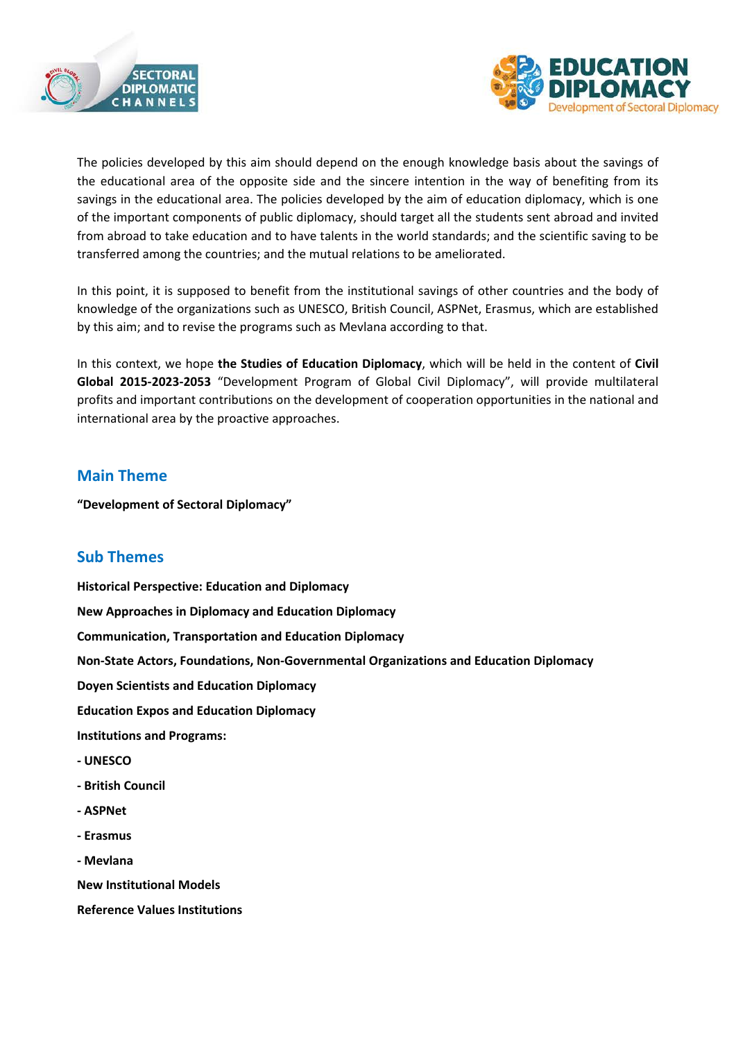The policies developed by this aim should depend on the enough knowledge basis about the savings of the educational area of the opposite side and the sincere intention in the way of benefiting from its savings in the educational area. The policies developed by the aim of education diplomacy, which is one of the important components of public diplomacy, should target all the students sent abroad and invited from abroad to take education and to have talents in the world standards; and the scientific saving to be transferred among the countries; and the mutual relations to be ameliorated.

In this point, it is supposed to benefit from the institutional savings of other countries and the body of knowledge of the organizations such as UNESCO, British Council, ASPNet, Erasmus, which are established by this aim; and to revise the programs such as Mevlana according to that.

In this context, we hope **the Studies of Education Diplomacy**, which will be held in the content of **Civil Global 2015-2023-2053** "Development Program of Global Civil Diplomacy", will provide multilateral profits and important contributions on the development of cooperation opportunities in the national and international area by the proactive approaches.

## Main Theme

**"Development of Sectoral Diplomacy"**

## Sub Themes

**Historical Perspective: Education and Diplomacy**

**New Approaches in Diplomacy and Education Diplomacy**

**Communication, Transportation and Education Diplomacy**

**Non-State Actors, Foundations, Non-Governmental Organizations and Education Diplomacy**

**Doyen Scientists and Education Diplomacy**

**Education Expos and Education Diplomacy**

**Institutions and Programs:**

**- UNESCO**

**- British Council**

**- ASPNet**

**- Erasmus**

**- Mevlana**

**New Institutional Models**

**Reference Values Institutions**